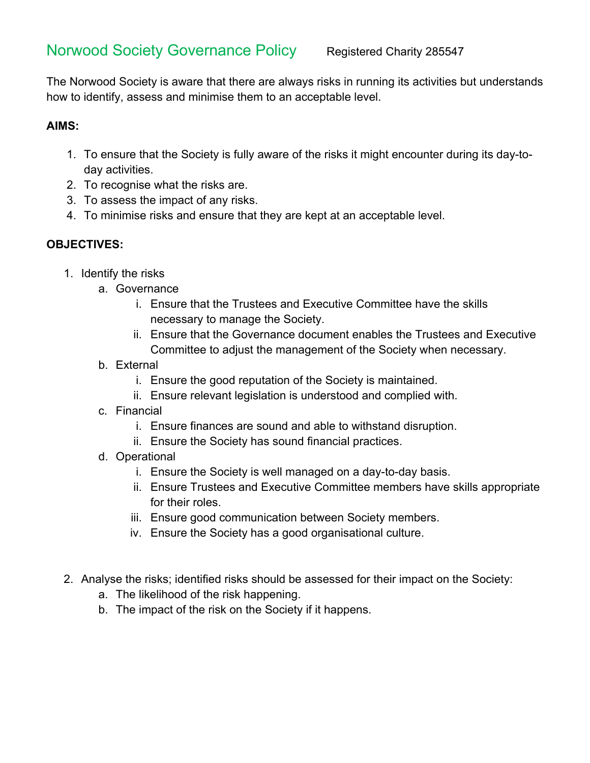# Norwood Society Governance Policy

Registered Charity 285547

The Norwood Society is aware that there are always risks in running its activities but understands how to identify, assess and minimise them to an acceptable level.

**AIMS:**

1. To ensure that the Society is fully aware of the risks it might encounter during its day-to-day activities.
2. To recognise what the risks are.
3. To assess the impact of any risks.
4. To minimise risks and ensure that they are kept at an acceptable level.

**OBJECTIVES:**

1. Identify the risks
    a. Governance
        i. Ensure that the Trustees and Executive Committee have the skills necessary to manage the Society.
        ii. Ensure that the Governance document enables the Trustees and Executive Committee to adjust the management of the Society when necessary.
    b. External
        i. Ensure the good reputation of the Society is maintained.
        ii. Ensure relevant legislation is understood and complied with.
    c. Financial
        i. Ensure finances are sound and able to withstand disruption.
        ii. Ensure the Society has sound financial practices.
    d. Operational
        i. Ensure the Society is well managed on a day-to-day basis.
        ii. Ensure Trustees and Executive Committee members have skills appropriate for their roles.
        iii. Ensure good communication between Society members.
        iv. Ensure the Society has a good organisational culture.

2. Analyse the risks; identified risks should be assessed for their impact on the Society:
    a. The likelihood of the risk happening.
    b. The impact of the risk on the Society if it happens.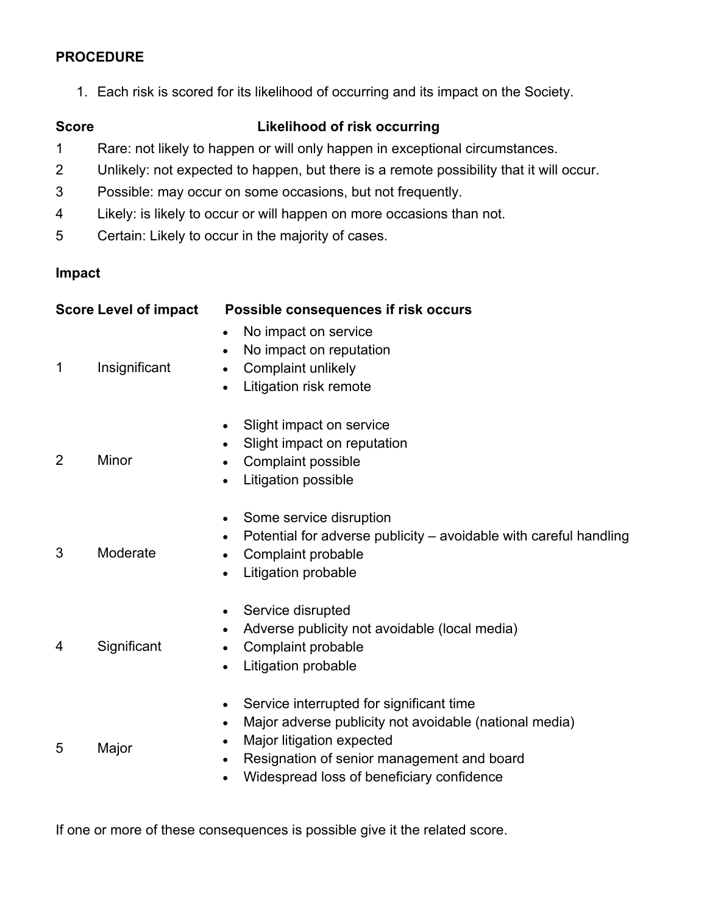**PROCEDURE**

1. Each risk is scored for its likelihood of occurring and its impact on the Society.

| Score | Likelihood of risk occurring |
| --- | --- |
| 1 | Rare: not likely to happen or will only happen in exceptional circumstances. |
| 2 | Unlikely: not expected to happen, but there is a remote possibility that it will occur. |
| 3 | Possible: may occur on some occasions, but not frequently. |
| 4 | Likely: is likely to occur or will happen on more occasions than not. |
| 5 | Certain: Likely to occur in the majority of cases. |

**Impact**

| Score | Level of impact | Possible consequences if risk occurs |
| --- | --- | --- |
| 1 | Insignificant | • No impact on service<br>• No impact on reputation<br>• Complaint unlikely<br>• Litigation risk remote |
| 2 | Minor | • Slight impact on service<br>• Slight impact on reputation<br>• Complaint possible<br>• Litigation possible |
| 3 | Moderate | • Some service disruption<br>• Potential for adverse publicity – avoidable with careful handling<br>• Complaint probable<br>• Litigation probable |
| 4 | Significant | • Service disrupted<br>• Adverse publicity not avoidable (local media)<br>• Complaint probable<br>• Litigation probable |
| 5 | Major | • Service interrupted for significant time<br>• Major adverse publicity not avoidable (national media)<br>• Major litigation expected<br>• Resignation of senior management and board<br>• Widespread loss of beneficiary confidence |

If one or more of these consequences is possible give it the related score.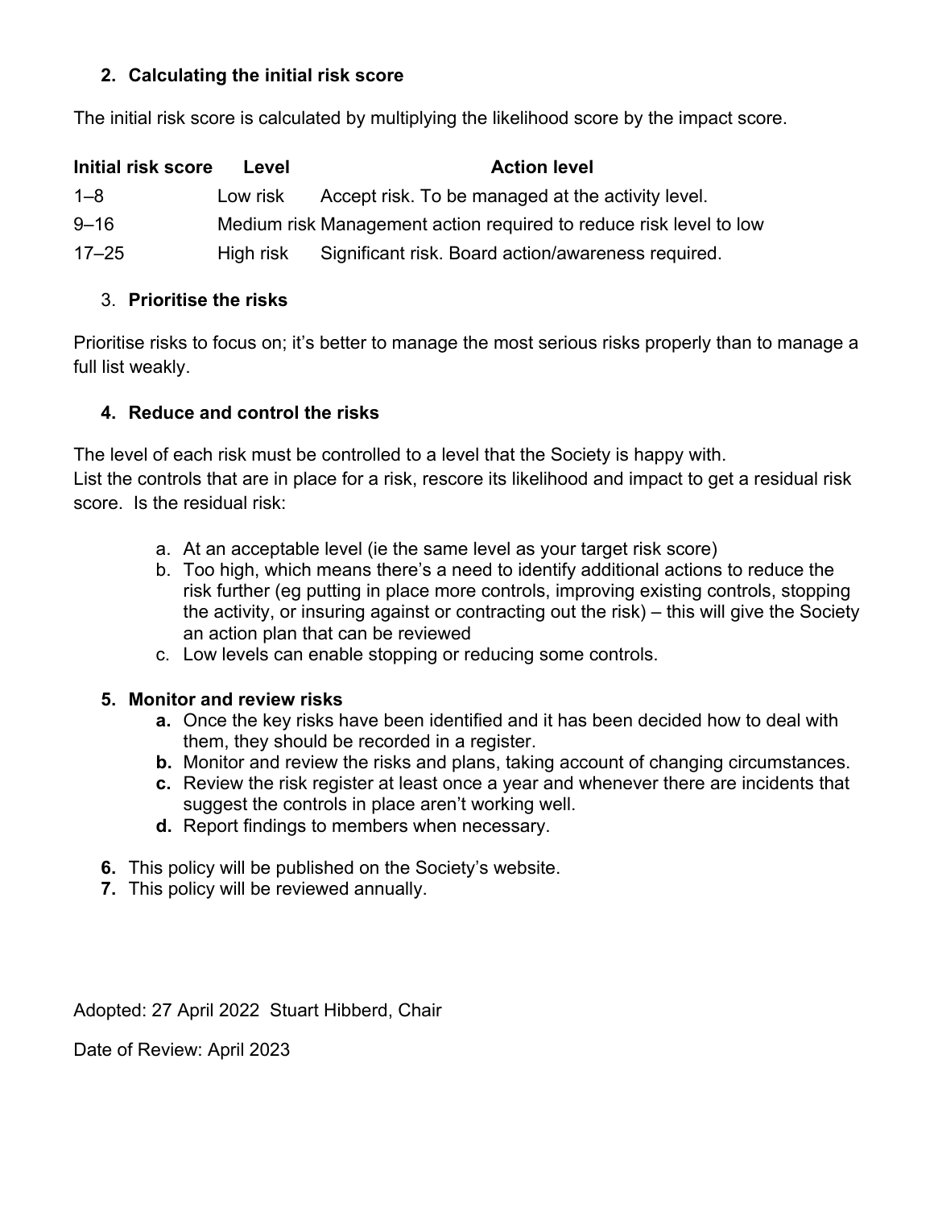### 2. Calculating the initial risk score

The initial risk score is calculated by multiplying the likelihood score by the impact score.

| Initial risk score | Level | Action level |
| --- | --- | --- |
| 1–8 | Low risk | Accept risk. To be managed at the activity level. |
| 9–16 | Medium risk | Management action required to reduce risk level to low |
| 17–25 | High risk | Significant risk. Board action/awareness required. |

### 3. Prioritise the risks

Prioritise risks to focus on; it's better to manage the most serious risks properly than to manage a full list weakly.

### 4. Reduce and control the risks

The level of each risk must be controlled to a level that the Society is happy with.
List the controls that are in place for a risk, rescore its likelihood and impact to get a residual risk score. Is the residual risk:

a. At an acceptable level (ie the same level as your target risk score)
b. Too high, which means there's a need to identify additional actions to reduce the risk further (eg putting in place more controls, improving existing controls, stopping the activity, or insuring against or contracting out the risk) – this will give the Society an action plan that can be reviewed
c. Low levels can enable stopping or reducing some controls.

### 5. Monitor and review risks

**a.** Once the key risks have been identified and it has been decided how to deal with them, they should be recorded in a register.
**b.** Monitor and review the risks and plans, taking account of changing circumstances.
**c.** Review the risk register at least once a year and whenever there are incidents that suggest the controls in place aren't working well.
**d.** Report findings to members when necessary.

**6.** This policy will be published on the Society's website.
**7.** This policy will be reviewed annually.

Adopted: 27 April 2022 Stuart Hibberd, Chair

Date of Review: April 2023